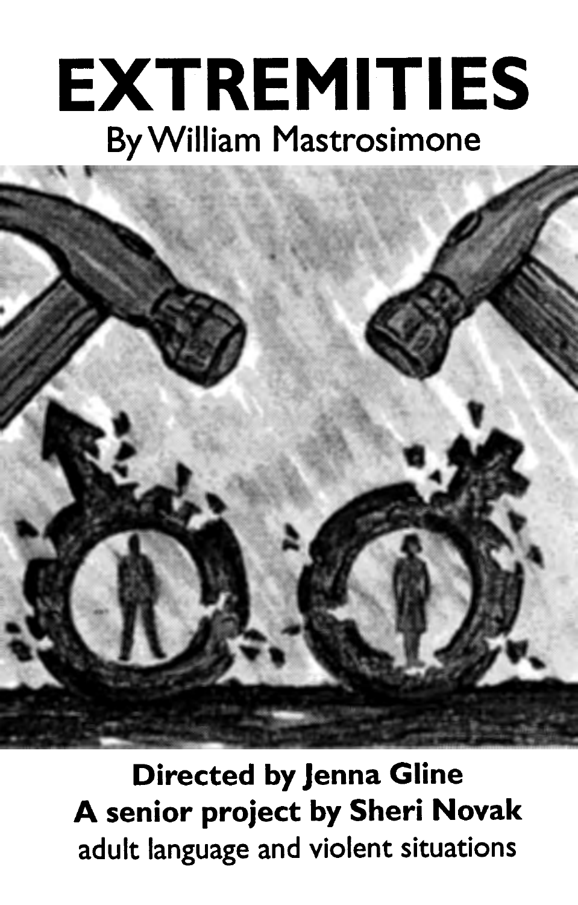# EXTREMITIES

By William Mastrosimone

**Directed by Jenna Gline**

**A senior project by Sheri Novak**

adult language and violent situations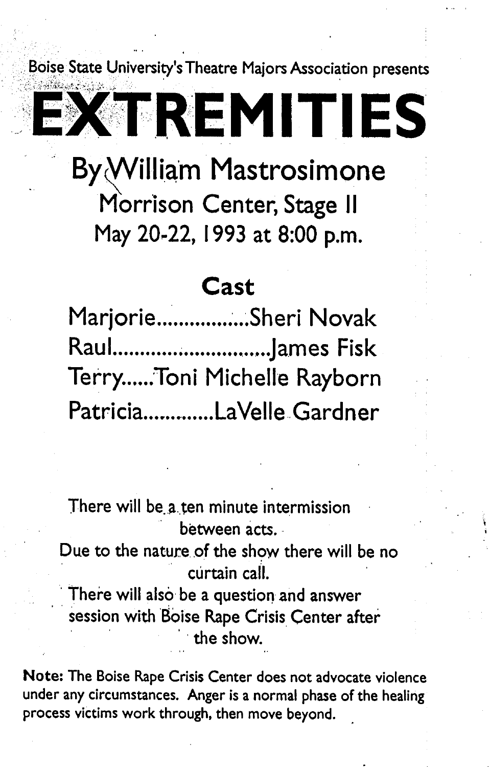Boise State University's Theatre Majors Association presents

# EXTREMITIES

## By William Mastrosimone

Morrison Center, Stage II

May 20-22, 1993 at 8:00 p.m.

## Cast

Marjorie.................Sheri Novak

Raul............................James Fisk

Terry......Toni Michelle Rayborn

Patricia.............LaVelle Gardner

There will be a ten minute intermission between acts.

Due to the nature of the show there will be no curtain call.

There will also be a question and answer session with Boise Rape Crisis Center after the show.

**Note:** The Boise Rape Crisis Center does not advocate violence under any circumstances. Anger is a normal phase of the healing process victims work through, then move beyond.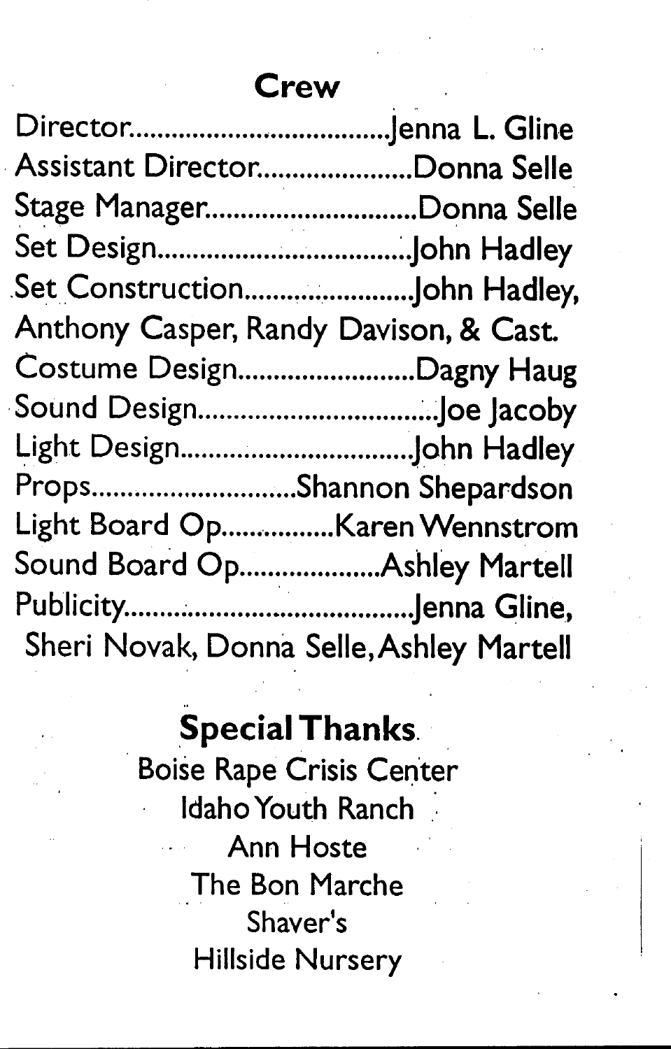## Crew

Director....................................Jenna L. Gline
Assistant Director......................Donna Selle
Stage Manager..............................Donna Selle
Set Design....................................John Hadley
Set Construction........................John Hadley, Anthony Casper, Randy Davison, & Cast.
Costume Design..........................Dagny Haug
Sound Design..................................Joe Jacoby
Light Design..................................John Hadley
Props.............................Shannon Shepardson
Light Board Op................Karen Wennstrom
Sound Board Op....................Ashley Martell
Publicity........................................Jenna Gline, Sheri Novak, Donna Selle, Ashley Martell

## Special Thanks

Boise Rape Crisis Center
Idaho Youth Ranch
Ann Hoste
The Bon Marche
Shaver's
Hillside Nursery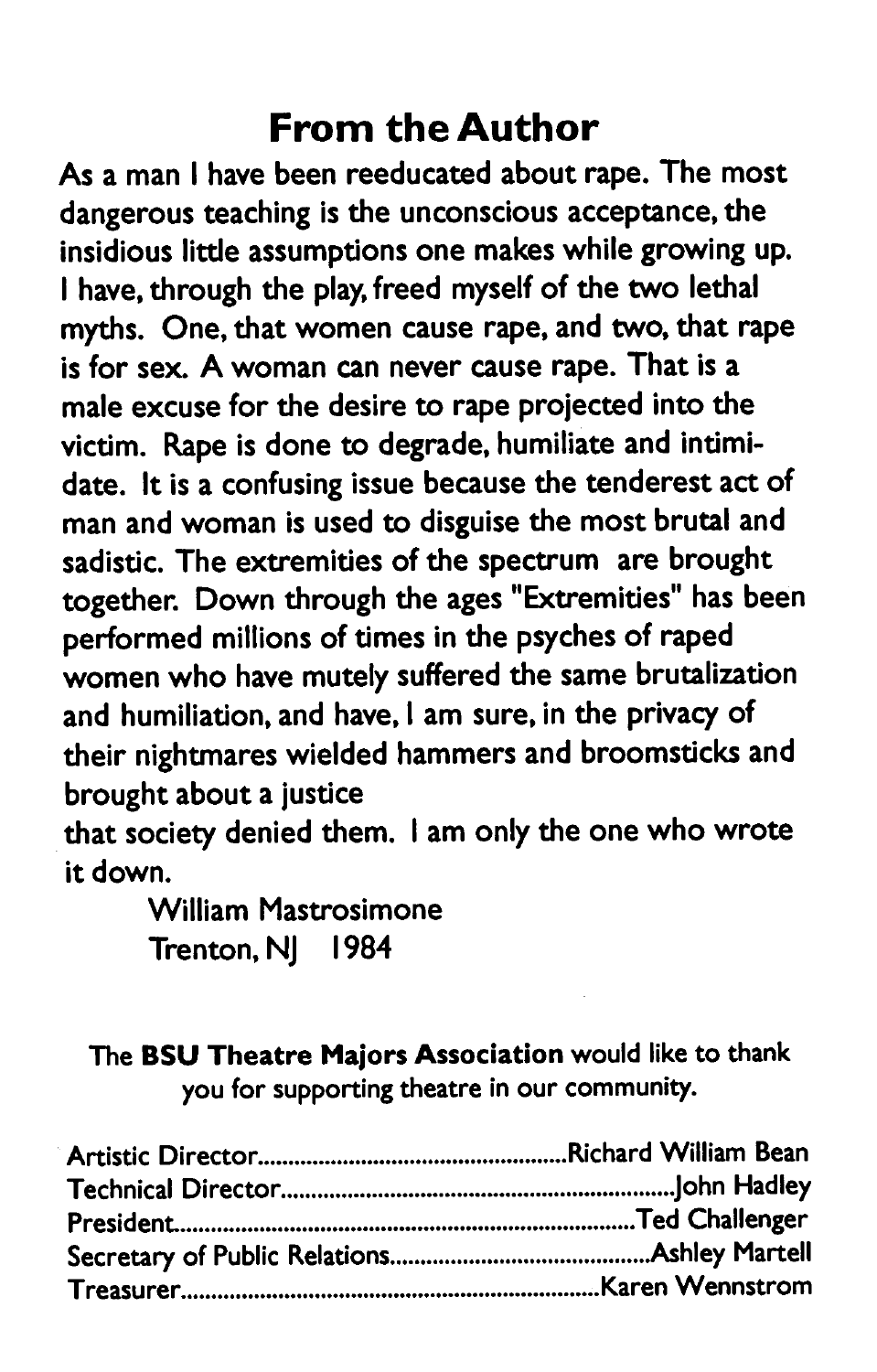## From the Author

As a man I have been reeducated about rape. The most dangerous teaching is the unconscious acceptance, the insidious little assumptions one makes while growing up. I have, through the play, freed myself of the two lethal myths. One, that women cause rape, and two, that rape is for sex. A woman can never cause rape. That is a male excuse for the desire to rape projected into the victim. Rape is done to degrade, humiliate and intimidate. It is a confusing issue because the tenderest act of man and woman is used to disguise the most brutal and sadistic. The extremities of the spectrum are brought together. Down through the ages "Extremities" has been performed millions of times in the psyches of raped women who have mutely suffered the same brutalization and humiliation, and have, I am sure, in the privacy of their nightmares wielded hammers and broomsticks and brought about a justice
that society denied them. I am only the one who wrote it down.

William Mastrosimone
Trenton, NJ 1984

The **BSU Theatre Majors Association** would like to thank you for supporting theatre in our community.

| | |
|---|---|
| Artistic Director | Richard William Bean |
| Technical Director | John Hadley |
| President | Ted Challenger |
| Secretary of Public Relations | Ashley Martell |
| Treasurer | Karen Wennstrom |